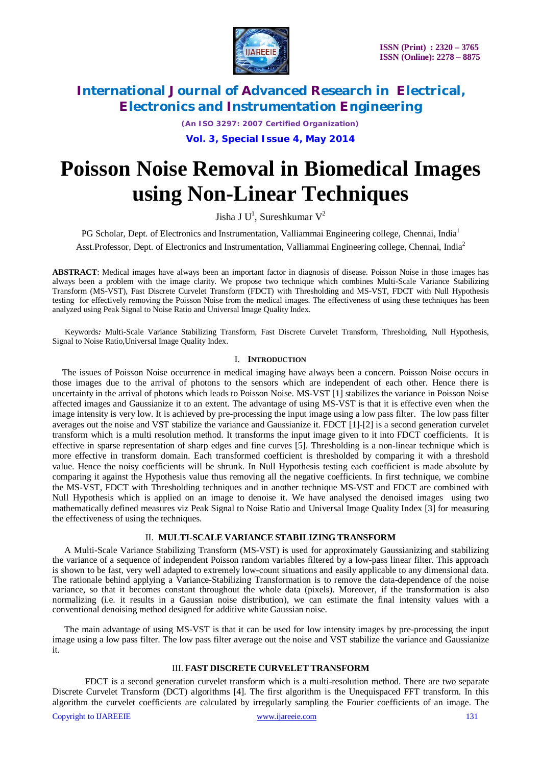# Poisson Noise Removal in Biomedical Images using Non-Linear Techniques

Jisha J U[1], Sureshkumar V[2]

PG Scholar, Dept. of Electronics and Instrumentation, Valliammai Engineering college, Chennai, India[1]

Asst.Professor, Dept. of Electronics and Instrumentation, Valliammai Engineering college, Chennai, India[2]

**ABSTRACT**: Medical images have always been an important factor in diagnosis of disease. Poisson Noise in those images has always been a problem with the image clarity. We propose two technique which combines Multi-Scale Variance Stabilizing Transform (MS-VST), Fast Discrete Curvelet Transform (FDCT) with Thresholding and MS-VST, FDCT with Null Hypothesis testing for effectively removing the Poisson Noise from the medical images. The effectiveness of using these techniques has been analyzed using Peak Signal to Noise Ratio and Universal Image Quality Index.

Keywords*:* Multi-Scale Variance Stabilizing Transform, Fast Discrete Curvelet Transform, Thresholding, Null Hypothesis, Signal to Noise Ratio,Universal Image Quality Index.

## I. INTRODUCTION

The issues of Poisson Noise occurrence in medical imaging have always been a concern. Poisson Noise occurs in those images due to the arrival of photons to the sensors which are independent of each other. Hence there is uncertainty in the arrival of photons which leads to Poisson Noise. MS-VST [1] stabilizes the variance in Poisson Noise affected images and Gaussianize it to an extent. The advantage of using MS-VST is that it is effective even when the image intensity is very low. It is achieved by pre-processing the input image using a low pass filter. The low pass filter averages out the noise and VST stabilize the variance and Gaussianize it. FDCT [1]-[2] is a second generation curvelet transform which is a multi resolution method. It transforms the input image given to it into FDCT coefficients. It is effective in sparse representation of sharp edges and fine curves [5]. Thresholding is a non-linear technique which is more effective in transform domain. Each transformed coefficient is thresholded by comparing it with a threshold value. Hence the noisy coefficients will be shrunk. In Null Hypothesis testing each coefficient is made absolute by comparing it against the Hypothesis value thus removing all the negative coefficients. In first technique, we combine the MS-VST, FDCT with Thresholding techniques and in another technique MS-VST and FDCT are combined with Null Hypothesis which is applied on an image to denoise it. We have analysed the denoised images using two mathematically defined measures viz Peak Signal to Noise Ratio and Universal Image Quality Index [3] for measuring the effectiveness of using the techniques.

## II. MULTI-SCALE VARIANCE STABILIZING TRANSFORM

A Multi-Scale Variance Stabilizing Transform (MS-VST) is used for approximately Gaussianizing and stabilizing the variance of a sequence of independent Poisson random variables filtered by a low-pass linear filter. This approach is shown to be fast, very well adapted to extremely low-count situations and easily applicable to any dimensional data. The rationale behind applying a Variance-Stabilizing Transformation is to remove the data-dependence of the noise variance, so that it becomes constant throughout the whole data (pixels). Moreover, if the transformation is also normalizing (i.e. it results in a Gaussian noise distribution), we can estimate the final intensity values with a conventional denoising method designed for additive white Gaussian noise.

The main advantage of using MS-VST is that it can be used for low intensity images by pre-processing the input image using a low pass filter. The low pass filter average out the noise and VST stabilize the variance and Gaussianize it.

## III. FAST DISCRETE CURVELET TRANSFORM

FDCT is a second generation curvelet transform which is a multi-resolution method. There are two separate Discrete Curvelet Transform (DCT) algorithms [4]. The first algorithm is the Unequispaced FFT transform. In this algorithm the curvelet coefficients are calculated by irregularly sampling the Fourier coefficients of an image. The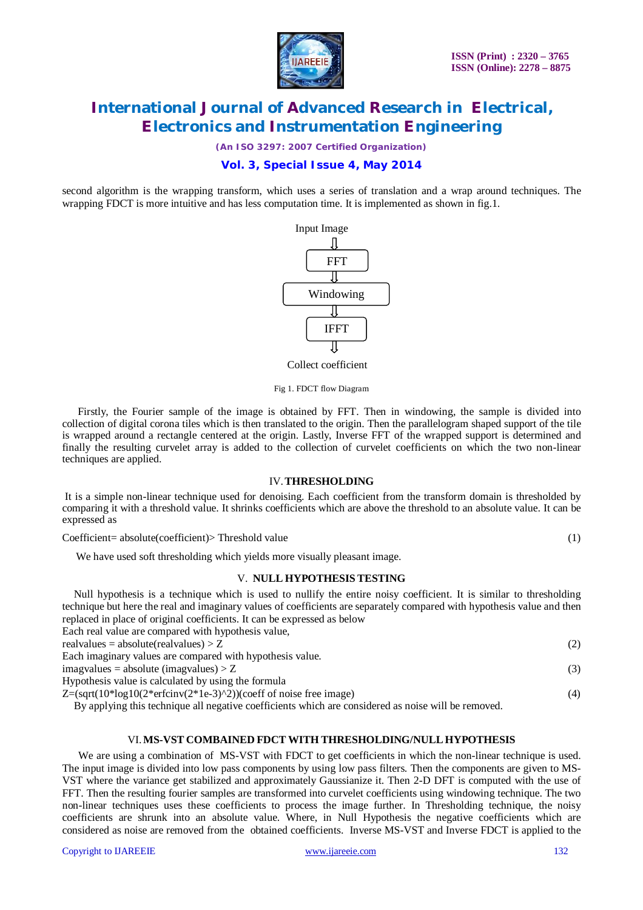second algorithm is the wrapping transform, which uses a series of translation and a wrap around techniques. The wrapping FDCT is more intuitive and has less computation time. It is implemented as shown in fig.1.

Input Image

↓

FFT

↓

Windowing

↓

IFFT

↓

Collect coefficient

Fig 1. FDCT flow Diagram

Firstly, the Fourier sample of the image is obtained by FFT. Then in windowing, the sample is divided into collection of digital corona tiles which is then translated to the origin. Then the parallelogram shaped support of the tile is wrapped around a rectangle centered at the origin. Lastly, Inverse FFT of the wrapped support is determined and finally the resulting curvelet array is added to the collection of curvelet coefficients on which the two non-linear techniques are applied.

## IV. THRESHOLDING

It is a simple non-linear technique used for denoising. Each coefficient from the transform domain is thresholded by comparing it with a threshold value. It shrinks coefficients which are above the threshold to an absolute value. It can be expressed as

Coefficient= absolute(coefficient)> Threshold value (1)

We have used soft thresholding which yields more visually pleasant image.

## V. NULL HYPOTHESIS TESTING

Null hypothesis is a technique which is used to nullify the entire noisy coefficient. It is similar to thresholding technique but here the real and imaginary values of coefficients are separately compared with hypothesis value and then replaced in place of original coefficients. It can be expressed as below

Each real value are compared with hypothesis value,

realvalues = absolute(realvalues) > Z (2)

Each imaginary values are compared with hypothesis value.

imagvalues = absolute (imagvalues) > Z (3)

Hypothesis value is calculated by using the formula

Z=(sqrt(10*log10(2*erfcinv(2*1e-3)^2))(coeff of noise free image) (4)

By applying this technique all negative coefficients which are considered as noise will be removed.

## VI. MS-VST COMBAINED FDCT WITH THRESHOLDING/NULL HYPOTHESIS

We are using a combination of MS-VST with FDCT to get coefficients in which the non-linear technique is used. The input image is divided into low pass components by using low pass filters. Then the components are given to MS-VST where the variance get stabilized and approximately Gaussianize it. Then 2-D DFT is computed with the use of FFT. Then the resulting fourier samples are transformed into curvelet coefficients using windowing technique. The two non-linear techniques uses these coefficients to process the image further. In Thresholding technique, the noisy coefficients are shrunk into an absolute value. Where, in Null Hypothesis the negative coefficients which are considered as noise are removed from the obtained coefficients. Inverse MS-VST and Inverse FDCT is applied to the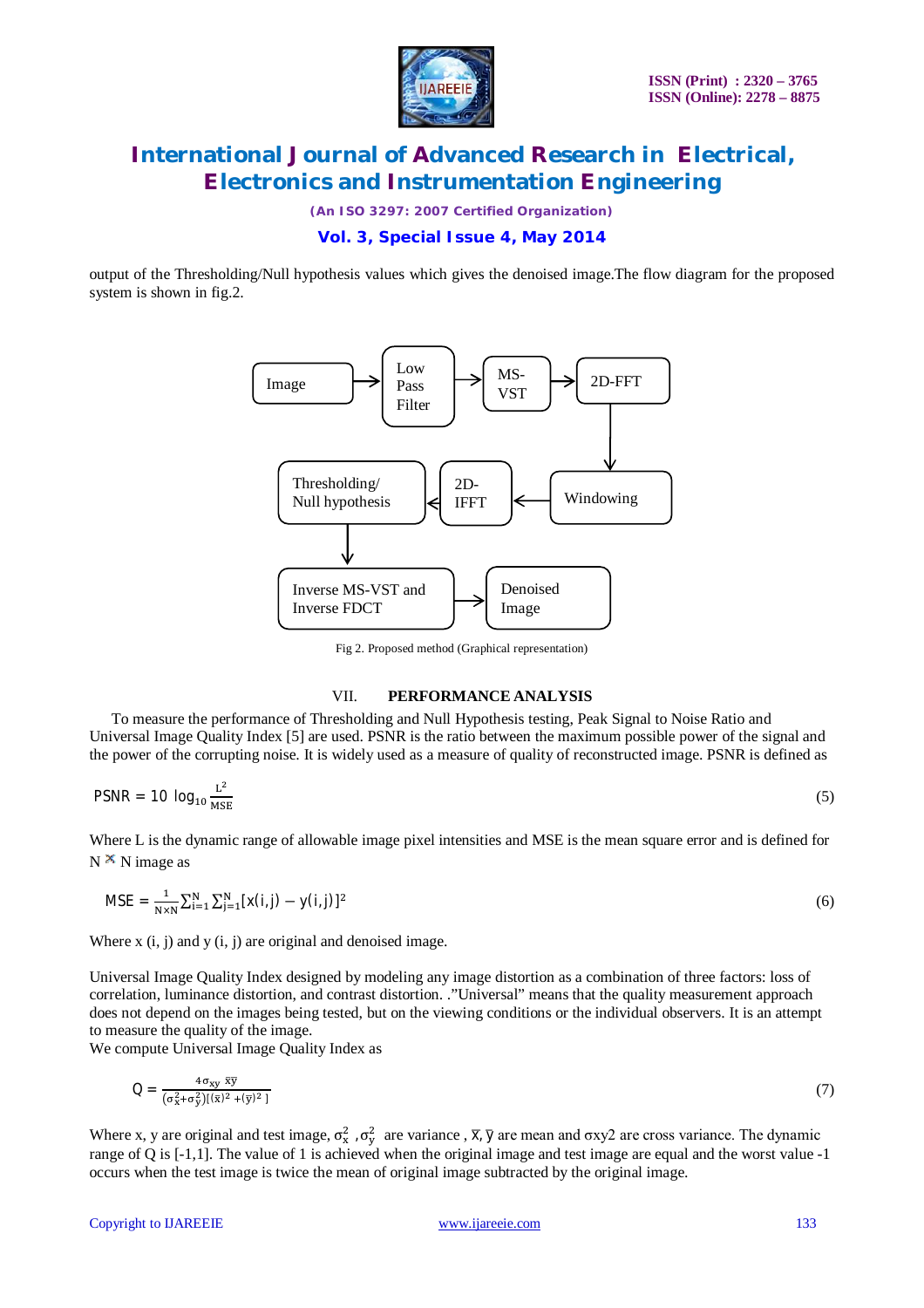output of the Thresholding/Null hypothesis values which gives the denoised image.The flow diagram for the proposed system is shown in fig.2.

Image → Low Pass Filter → MS-VST → 2D-FFT → Windowing → 2D-IFFT → Thresholding/ Null hypothesis → Inverse MS-VST and Inverse FDCT → Denoised Image

Fig 2. Proposed method (Graphical representation)

## VII. PERFORMANCE ANALYSIS

To measure the performance of Thresholding and Null Hypothesis testing, Peak Signal to Noise Ratio and Universal Image Quality Index [5] are used. PSNR is the ratio between the maximum possible power of the signal and the power of the corrupting noise. It is widely used as a measure of quality of reconstructed image. PSNR is defined as

$$\mathrm{PSNR} = 10\ \log_{10} \frac{L^2}{\mathrm{MSE}} \quad (5)$$

Where L is the dynamic range of allowable image pixel intensities and MSE is the mean square error and is defined for $N \times N$ image as

$$\mathrm{MSE} = \frac{1}{N \times N} \sum_{i=1}^{N} \sum_{j=1}^{N} [x(i,j) - y(i,j)]^2 \quad (6)$$

Where x (i, j) and y (i, j) are original and denoised image.

Universal Image Quality Index designed by modeling any image distortion as a combination of three factors: loss of correlation, luminance distortion, and contrast distortion. ."Universal" means that the quality measurement approach does not depend on the images being tested, but on the viewing conditions or the individual observers. It is an attempt to measure the quality of the image.
We compute Universal Image Quality Index as

$$Q = \frac{4\sigma_{xy}\ \bar{x}\bar{y}}{(\sigma_x^2 + \sigma_y^2)[(\bar{x})^2 + (\bar{y})^2]} \quad (7)$$

Where x, y are original and test image, $\sigma_x^2$ , $\sigma_y^2$ are variance , $\bar{x}, \bar{y}$ are mean and σxy2 are cross variance. The dynamic range of Q is [-1,1]. The value of 1 is achieved when the original image and test image are equal and the worst value -1 occurs when the test image is twice the mean of original image subtracted by the original image.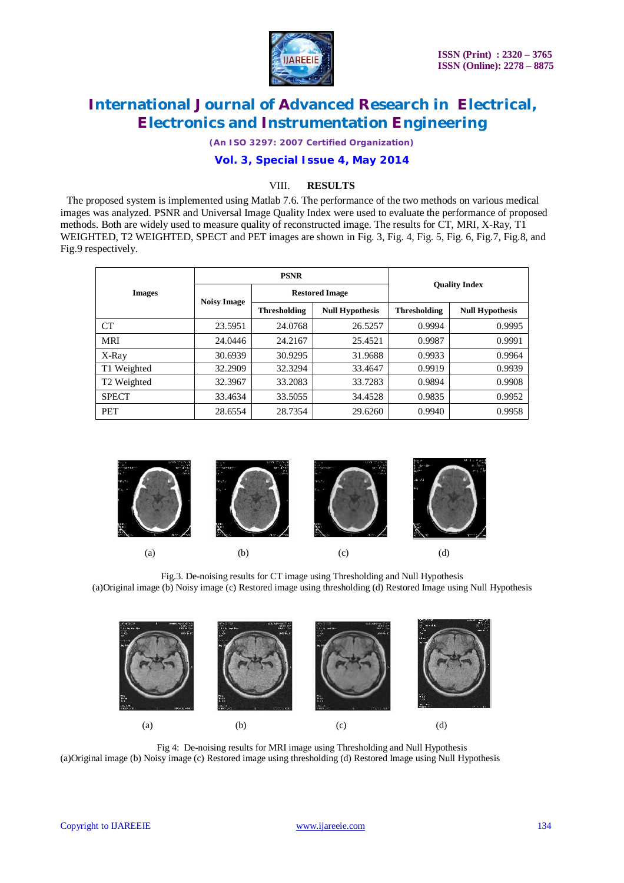## VIII. RESULTS

The proposed system is implemented using Matlab 7.6. The performance of the two methods on various medical images was analyzed. PSNR and Universal Image Quality Index were used to evaluate the performance of proposed methods. Both are widely used to measure quality of reconstructed image. The results for CT, MRI, X-Ray, T1 WEIGHTED, T2 WEIGHTED, SPECT and PET images are shown in Fig. 3, Fig. 4, Fig. 5, Fig. 6, Fig.7, Fig.8, and Fig.9 respectively.

| Images | PSNR | | | Quality Index | |
|---|---|---|---|---|---|
| | Noisy Image | Restored Image | | | |
| | | Thresholding | Null Hypothesis | Thresholding | Null Hypothesis |
| CT | 23.5951 | 24.0768 | 26.5257 | 0.9994 | 0.9995 |
| MRI | 24.0446 | 24.2167 | 25.4521 | 0.9987 | 0.9991 |
| X-Ray | 30.6939 | 30.9295 | 31.9688 | 0.9933 | 0.9964 |
| T1 Weighted | 32.2909 | 32.3294 | 33.4647 | 0.9919 | 0.9939 |
| T2 Weighted | 32.3967 | 33.2083 | 33.7283 | 0.9894 | 0.9908 |
| SPECT | 33.4634 | 33.5055 | 34.4528 | 0.9835 | 0.9952 |
| PET | 28.6554 | 28.7354 | 29.6260 | 0.9940 | 0.9958 |

(a) (b) (c) (d)

Fig.3. De-noising results for CT image using Thresholding and Null Hypothesis
(a)Original image (b) Noisy image (c) Restored image using thresholding (d) Restored Image using Null Hypothesis

(a) (b) (c) (d)

Fig 4: De-noising results for MRI image using Thresholding and Null Hypothesis
(a)Original image (b) Noisy image (c) Restored image using thresholding (d) Restored Image using Null Hypothesis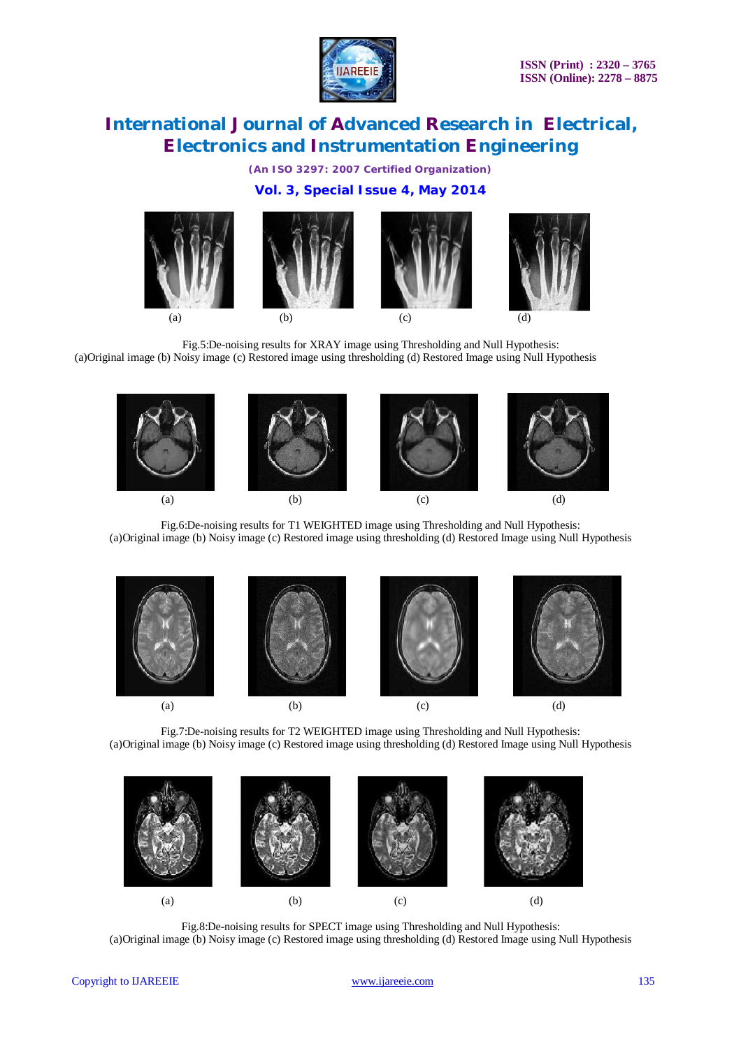(a) (b) (c) (d)

Fig.5:De-noising results for XRAY image using Thresholding and Null Hypothesis:
(a)Original image (b) Noisy image (c) Restored image using thresholding (d) Restored Image using Null Hypothesis

(a) (b) (c) (d)

Fig.6:De-noising results for T1 WEIGHTED image using Thresholding and Null Hypothesis:
(a)Original image (b) Noisy image (c) Restored image using thresholding (d) Restored Image using Null Hypothesis

(a) (b) (c) (d)

Fig.7:De-noising results for T2 WEIGHTED image using Thresholding and Null Hypothesis:
(a)Original image (b) Noisy image (c) Restored image using thresholding (d) Restored Image using Null Hypothesis

(a) (b) (c) (d)

Fig.8:De-noising results for SPECT image using Thresholding and Null Hypothesis:
(a)Original image (b) Noisy image (c) Restored image using thresholding (d) Restored Image using Null Hypothesis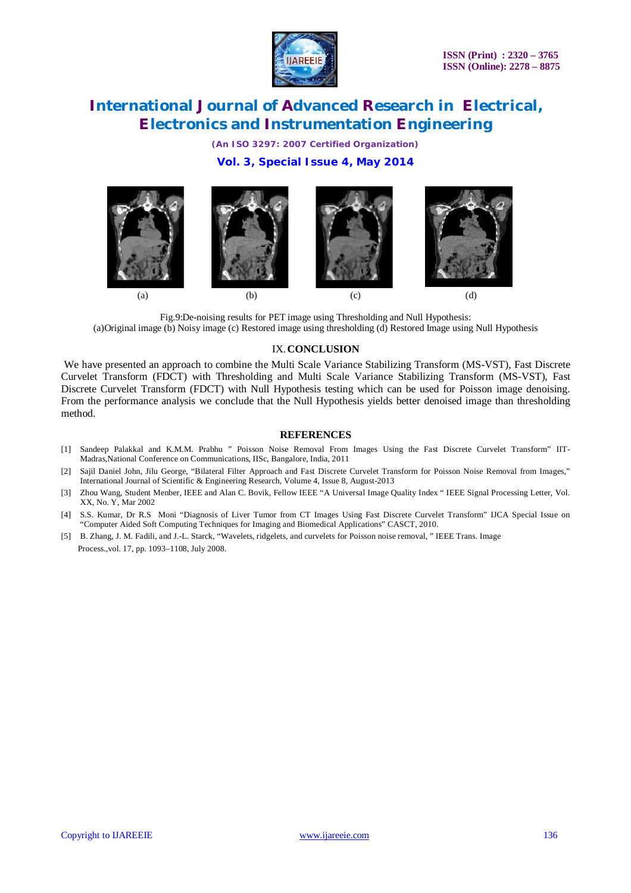(a) (b) (c) (d)

Fig.9:De-noising results for PET image using Thresholding and Null Hypothesis:
(a)Original image (b) Noisy image (c) Restored image using thresholding (d) Restored Image using Null Hypothesis

## IX. CONCLUSION

We have presented an approach to combine the Multi Scale Variance Stabilizing Transform (MS-VST), Fast Discrete Curvelet Transform (FDCT) with Thresholding and Multi Scale Variance Stabilizing Transform (MS-VST), Fast Discrete Curvelet Transform (FDCT) with Null Hypothesis testing which can be used for Poisson image denoising. From the performance analysis we conclude that the Null Hypothesis yields better denoised image than thresholding method.

## REFERENCES

[1] Sandeep Palakkal and K.M.M. Prabhu " Poisson Noise Removal From Images Using the Fast Discrete Curvelet Transform" IIT-Madras,National Conference on Communications, IISc, Bangalore, India, 2011

[2] Sajil Daniel John, Jilu George, "Bilateral Filter Approach and Fast Discrete Curvelet Transform for Poisson Noise Removal from Images," International Journal of Scientific & Engineering Research, Volume 4, Issue 8, August-2013

[3] Zhou Wang, Student Menber, IEEE and Alan C. Bovik, Fellow IEEE "A Universal Image Quality Index " IEEE Signal Processing Letter, Vol. XX, No. Y, Mar 2002

[4] S.S. Kumar, Dr R.S Moni "Diagnosis of Liver Tumor from CT Images Using Fast Discrete Curvelet Transform" IJCA Special Issue on "Computer Aided Soft Computing Techniques for Imaging and Biomedical Applications" CASCT, 2010.

[5] B. Zhang, J. M. Fadili, and J.-L. Starck, "Wavelets, ridgelets, and curvelets for Poisson noise removal, " IEEE Trans. Image Process.,vol. 17, pp. 1093–1108, July 2008.